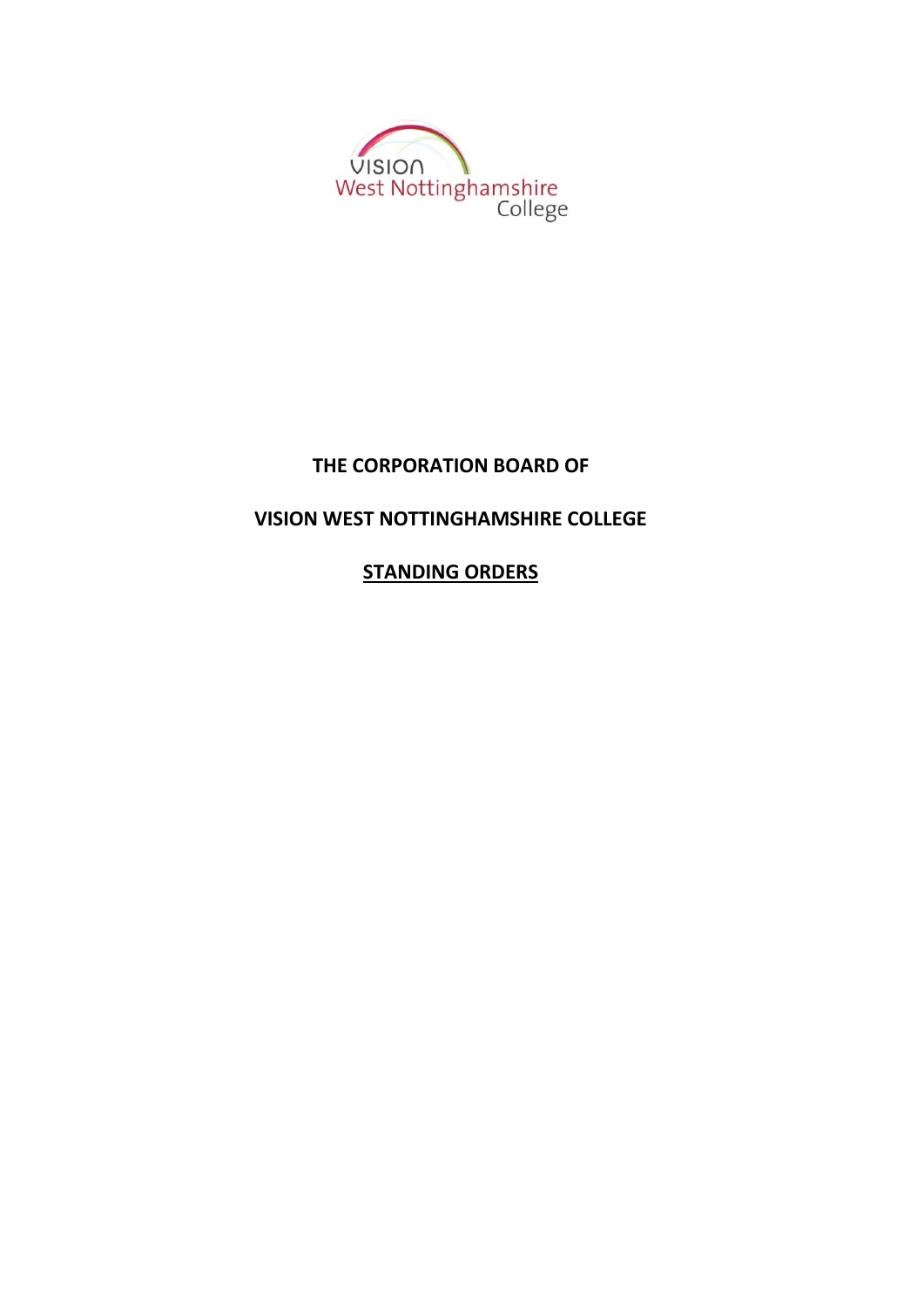Vision West Nottinghamshire College

**THE CORPORATION BOARD OF**

**VISION WEST NOTTINGHAMSHIRE COLLEGE**

# **STANDING ORDERS**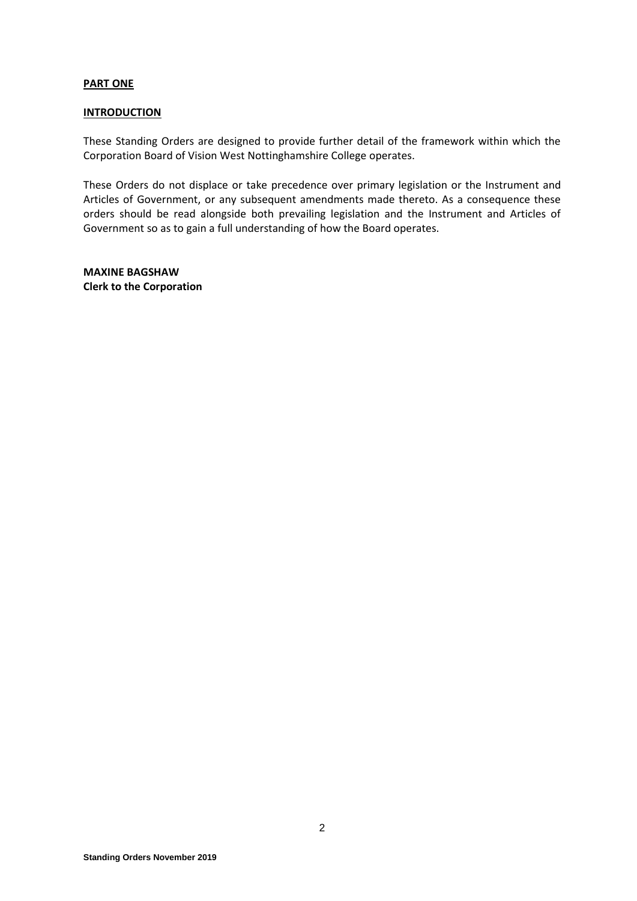## PART ONE

### INTRODUCTION

These Standing Orders are designed to provide further detail of the framework within which the Corporation Board of Vision West Nottinghamshire College operates.

These Orders do not displace or take precedence over primary legislation or the Instrument and Articles of Government, or any subsequent amendments made thereto. As a consequence these orders should be read alongside both prevailing legislation and the Instrument and Articles of Government so as to gain a full understanding of how the Board operates.

**MAXINE BAGSHAW**
**Clerk to the Corporation**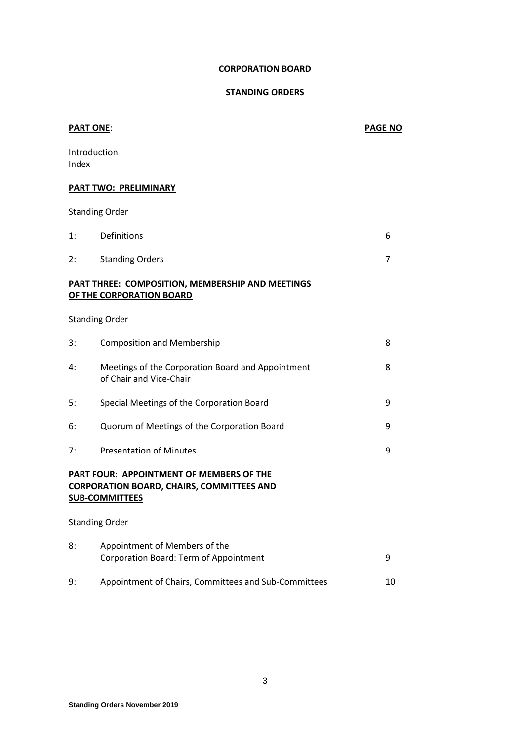**CORPORATION BOARD**

**STANDING ORDERS**

| **PART ONE**: | | **PAGE NO** |
|---|---|---|
| Introduction | | |
| Index | | |

**PART TWO: PRELIMINARY**

Standing Order

| | | |
|---|---|---|
| 1: | Definitions | 6 |
| 2: | Standing Orders | 7 |

**PART THREE: COMPOSITION, MEMBERSHIP AND MEETINGS OF THE CORPORATION BOARD**

Standing Order

| | | |
|---|---|---|
| 3: | Composition and Membership | 8 |
| 4: | Meetings of the Corporation Board and Appointment of Chair and Vice-Chair | 8 |
| 5: | Special Meetings of the Corporation Board | 9 |
| 6: | Quorum of Meetings of the Corporation Board | 9 |
| 7: | Presentation of Minutes | 9 |

**PART FOUR: APPOINTMENT OF MEMBERS OF THE CORPORATION BOARD, CHAIRS, COMMITTEES AND SUB-COMMITTEES**

Standing Order

| | | |
|---|---|---|
| 8: | Appointment of Members of the Corporation Board: Term of Appointment | 9 |
| 9: | Appointment of Chairs, Committees and Sub-Committees | 10 |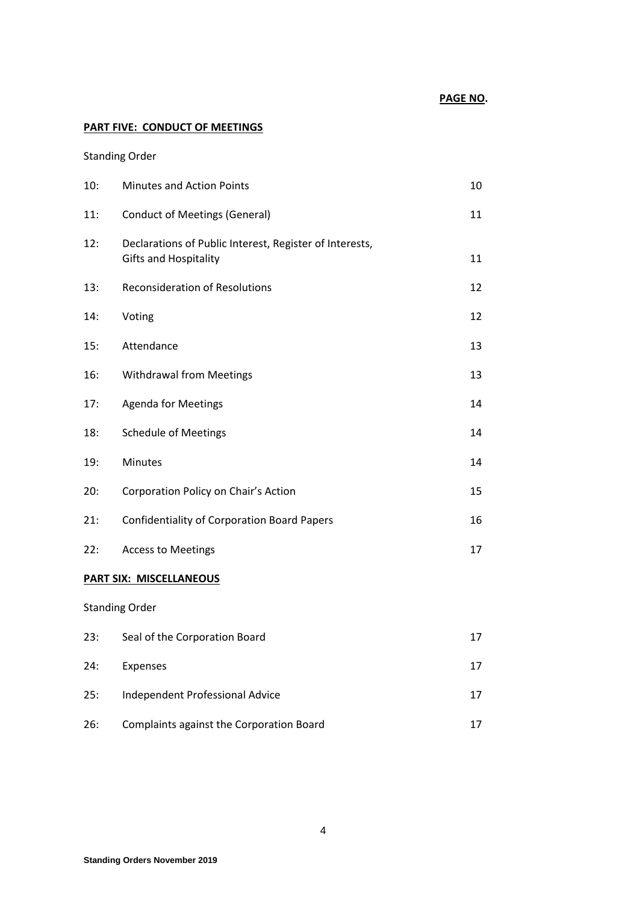**PAGE NO.**

**PART FIVE: CONDUCT OF MEETINGS**

Standing Order

| | | |
|---|---|---|
| 10: | Minutes and Action Points | 10 |
| 11: | Conduct of Meetings (General) | 11 |
| 12: | Declarations of Public Interest, Register of Interests, Gifts and Hospitality | 11 |
| 13: | Reconsideration of Resolutions | 12 |
| 14: | Voting | 12 |
| 15: | Attendance | 13 |
| 16: | Withdrawal from Meetings | 13 |
| 17: | Agenda for Meetings | 14 |
| 18: | Schedule of Meetings | 14 |
| 19: | Minutes | 14 |
| 20: | Corporation Policy on Chair's Action | 15 |
| 21: | Confidentiality of Corporation Board Papers | 16 |
| 22: | Access to Meetings | 17 |

**PART SIX: MISCELLANEOUS**

Standing Order

| | | |
|---|---|---|
| 23: | Seal of the Corporation Board | 17 |
| 24: | Expenses | 17 |
| 25: | Independent Professional Advice | 17 |
| 26: | Complaints against the Corporation Board | 17 |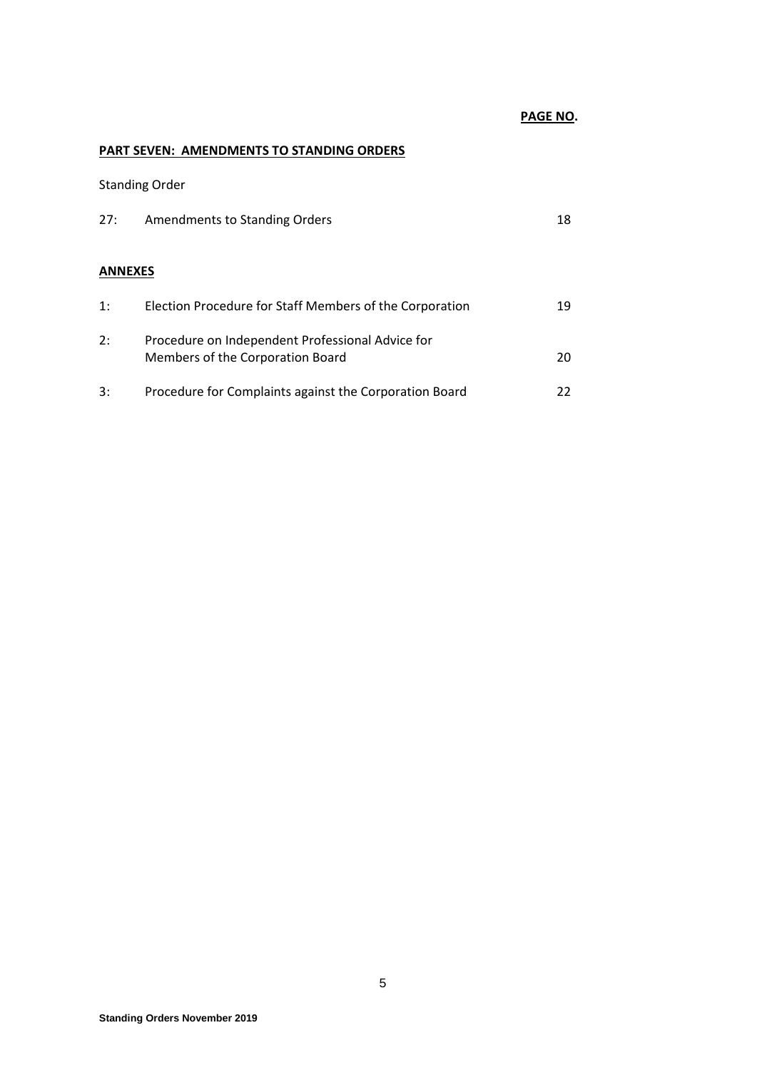**PAGE NO.**

**PART SEVEN: AMENDMENTS TO STANDING ORDERS**

Standing Order

| | | |
|---|---|---|
| 27: | Amendments to Standing Orders | 18 |

**ANNEXES**

| | | |
|---|---|---|
| 1: | Election Procedure for Staff Members of the Corporation | 19 |
| 2: | Procedure on Independent Professional Advice for Members of the Corporation Board | 20 |
| 3: | Procedure for Complaints against the Corporation Board | 22 |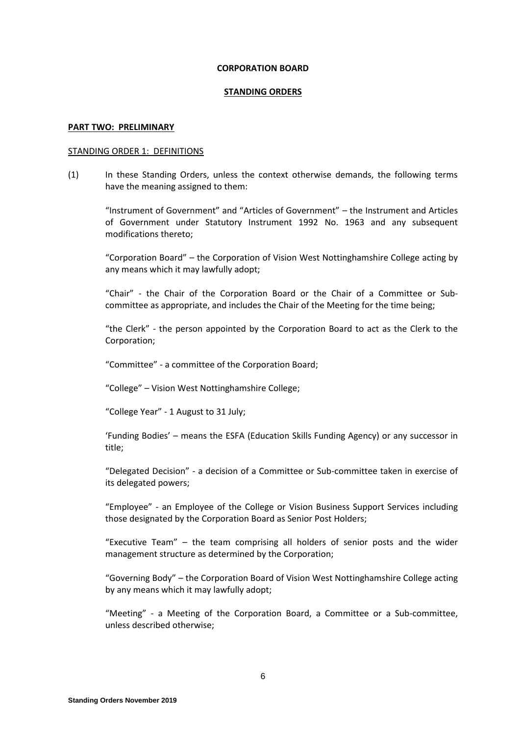**CORPORATION BOARD**

**STANDING ORDERS**

**PART TWO: PRELIMINARY**

STANDING ORDER 1: DEFINITIONS

(1) In these Standing Orders, unless the context otherwise demands, the following terms have the meaning assigned to them:

"Instrument of Government" and "Articles of Government" – the Instrument and Articles of Government under Statutory Instrument 1992 No. 1963 and any subsequent modifications thereto;

"Corporation Board" – the Corporation of Vision West Nottinghamshire College acting by any means which it may lawfully adopt;

"Chair" - the Chair of the Corporation Board or the Chair of a Committee or Sub-committee as appropriate, and includes the Chair of the Meeting for the time being;

"the Clerk" - the person appointed by the Corporation Board to act as the Clerk to the Corporation;

"Committee" - a committee of the Corporation Board;

"College" – Vision West Nottinghamshire College;

"College Year" - 1 August to 31 July;

'Funding Bodies' – means the ESFA (Education Skills Funding Agency) or any successor in title;

"Delegated Decision" - a decision of a Committee or Sub-committee taken in exercise of its delegated powers;

"Employee" - an Employee of the College or Vision Business Support Services including those designated by the Corporation Board as Senior Post Holders;

"Executive Team" – the team comprising all holders of senior posts and the wider management structure as determined by the Corporation;

"Governing Body" – the Corporation Board of Vision West Nottinghamshire College acting by any means which it may lawfully adopt;

"Meeting" - a Meeting of the Corporation Board, a Committee or a Sub-committee, unless described otherwise;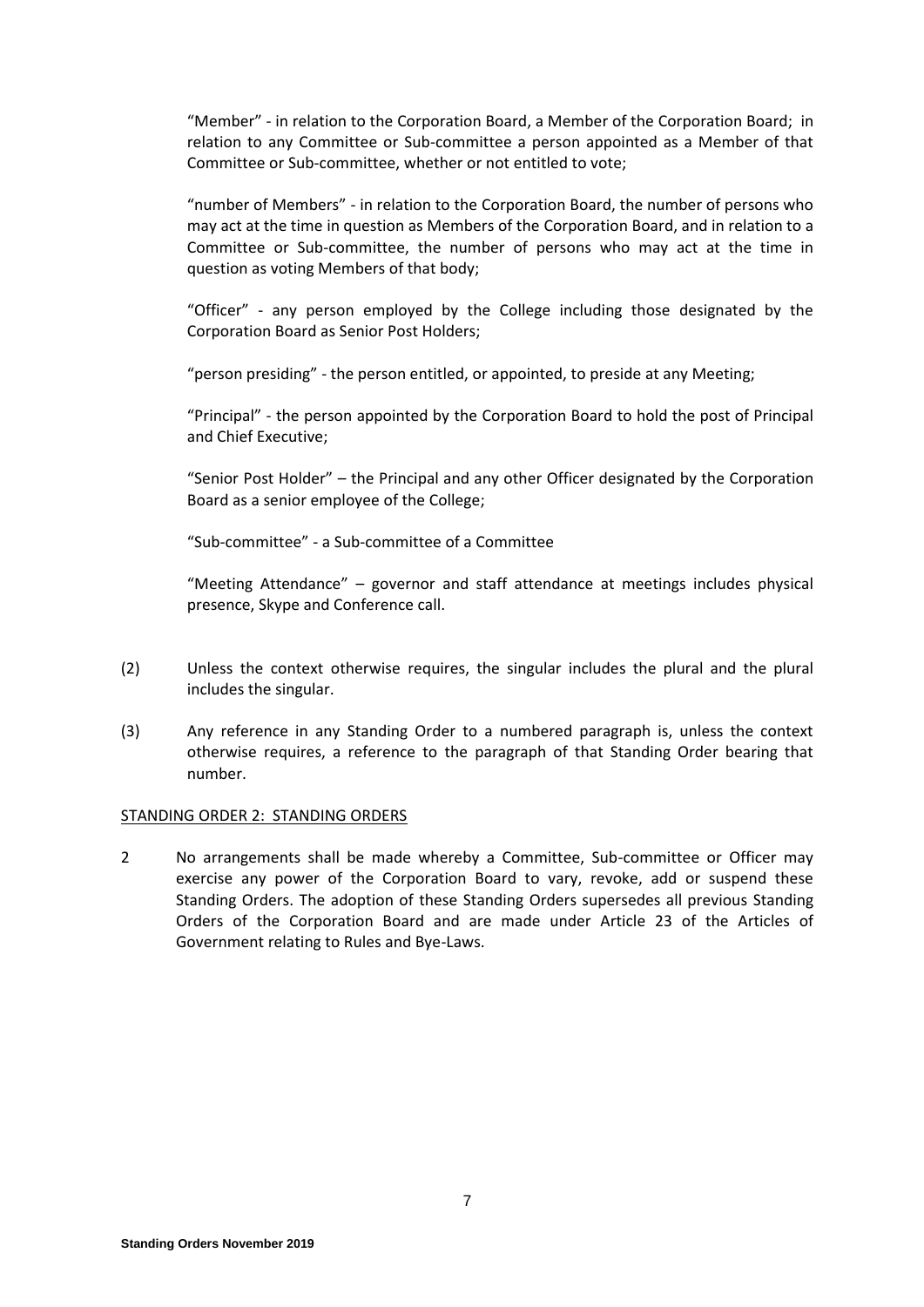"Member" - in relation to the Corporation Board, a Member of the Corporation Board; in relation to any Committee or Sub-committee a person appointed as a Member of that Committee or Sub-committee, whether or not entitled to vote;

"number of Members" - in relation to the Corporation Board, the number of persons who may act at the time in question as Members of the Corporation Board, and in relation to a Committee or Sub-committee, the number of persons who may act at the time in question as voting Members of that body;

"Officer" - any person employed by the College including those designated by the Corporation Board as Senior Post Holders;

"person presiding" - the person entitled, or appointed, to preside at any Meeting;

"Principal" - the person appointed by the Corporation Board to hold the post of Principal and Chief Executive;

"Senior Post Holder" – the Principal and any other Officer designated by the Corporation Board as a senior employee of the College;

"Sub-committee" - a Sub-committee of a Committee

"Meeting Attendance" – governor and staff attendance at meetings includes physical presence, Skype and Conference call.

(2) Unless the context otherwise requires, the singular includes the plural and the plural includes the singular.

(3) Any reference in any Standing Order to a numbered paragraph is, unless the context otherwise requires, a reference to the paragraph of that Standing Order bearing that number.

STANDING ORDER 2: STANDING ORDERS

2 No arrangements shall be made whereby a Committee, Sub-committee or Officer may exercise any power of the Corporation Board to vary, revoke, add or suspend these Standing Orders. The adoption of these Standing Orders supersedes all previous Standing Orders of the Corporation Board and are made under Article 23 of the Articles of Government relating to Rules and Bye-Laws.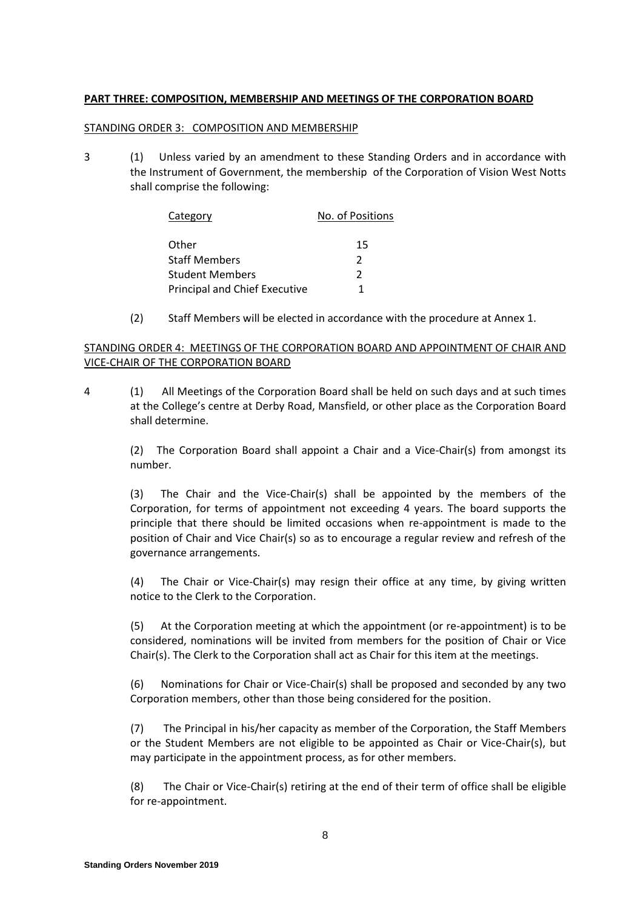**PART THREE: COMPOSITION, MEMBERSHIP AND MEETINGS OF THE CORPORATION BOARD**

STANDING ORDER 3: COMPOSITION AND MEMBERSHIP

3 (1) Unless varied by an amendment to these Standing Orders and in accordance with the Instrument of Government, the membership of the Corporation of Vision West Notts shall comprise the following:

| Category | No. of Positions |
|---|---|
| Other | 15 |
| Staff Members | 2 |
| Student Members | 2 |
| Principal and Chief Executive | 1 |

(2) Staff Members will be elected in accordance with the procedure at Annex 1.

STANDING ORDER 4: MEETINGS OF THE CORPORATION BOARD AND APPOINTMENT OF CHAIR AND VICE-CHAIR OF THE CORPORATION BOARD

4 (1) All Meetings of the Corporation Board shall be held on such days and at such times at the College's centre at Derby Road, Mansfield, or other place as the Corporation Board shall determine.

(2) The Corporation Board shall appoint a Chair and a Vice-Chair(s) from amongst its number.

(3) The Chair and the Vice-Chair(s) shall be appointed by the members of the Corporation, for terms of appointment not exceeding 4 years. The board supports the principle that there should be limited occasions when re-appointment is made to the position of Chair and Vice Chair(s) so as to encourage a regular review and refresh of the governance arrangements.

(4) The Chair or Vice-Chair(s) may resign their office at any time, by giving written notice to the Clerk to the Corporation.

(5) At the Corporation meeting at which the appointment (or re-appointment) is to be considered, nominations will be invited from members for the position of Chair or Vice Chair(s). The Clerk to the Corporation shall act as Chair for this item at the meetings.

(6) Nominations for Chair or Vice-Chair(s) shall be proposed and seconded by any two Corporation members, other than those being considered for the position.

(7) The Principal in his/her capacity as member of the Corporation, the Staff Members or the Student Members are not eligible to be appointed as Chair or Vice-Chair(s), but may participate in the appointment process, as for other members.

(8) The Chair or Vice-Chair(s) retiring at the end of their term of office shall be eligible for re-appointment.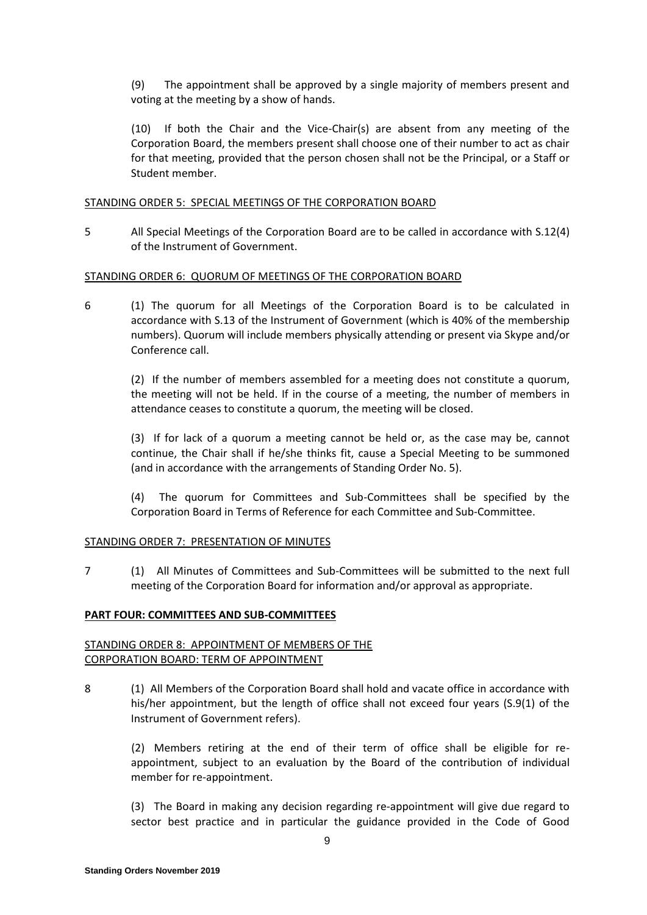(9) The appointment shall be approved by a single majority of members present and voting at the meeting by a show of hands.

(10) If both the Chair and the Vice-Chair(s) are absent from any meeting of the Corporation Board, the members present shall choose one of their number to act as chair for that meeting, provided that the person chosen shall not be the Principal, or a Staff or Student member.

STANDING ORDER 5: SPECIAL MEETINGS OF THE CORPORATION BOARD

5 All Special Meetings of the Corporation Board are to be called in accordance with S.12(4) of the Instrument of Government.

STANDING ORDER 6: QUORUM OF MEETINGS OF THE CORPORATION BOARD

6 (1) The quorum for all Meetings of the Corporation Board is to be calculated in accordance with S.13 of the Instrument of Government (which is 40% of the membership numbers). Quorum will include members physically attending or present via Skype and/or Conference call.

(2) If the number of members assembled for a meeting does not constitute a quorum, the meeting will not be held. If in the course of a meeting, the number of members in attendance ceases to constitute a quorum, the meeting will be closed.

(3) If for lack of a quorum a meeting cannot be held or, as the case may be, cannot continue, the Chair shall if he/she thinks fit, cause a Special Meeting to be summoned (and in accordance with the arrangements of Standing Order No. 5).

(4) The quorum for Committees and Sub-Committees shall be specified by the Corporation Board in Terms of Reference for each Committee and Sub-Committee.

STANDING ORDER 7: PRESENTATION OF MINUTES

7 (1) All Minutes of Committees and Sub-Committees will be submitted to the next full meeting of the Corporation Board for information and/or approval as appropriate.

**PART FOUR: COMMITTEES AND SUB-COMMITTEES**

STANDING ORDER 8: APPOINTMENT OF MEMBERS OF THE CORPORATION BOARD: TERM OF APPOINTMENT

8 (1) All Members of the Corporation Board shall hold and vacate office in accordance with his/her appointment, but the length of office shall not exceed four years (S.9(1) of the Instrument of Government refers).

(2) Members retiring at the end of their term of office shall be eligible for re-appointment, subject to an evaluation by the Board of the contribution of individual member for re-appointment.

(3) The Board in making any decision regarding re-appointment will give due regard to sector best practice and in particular the guidance provided in the Code of Good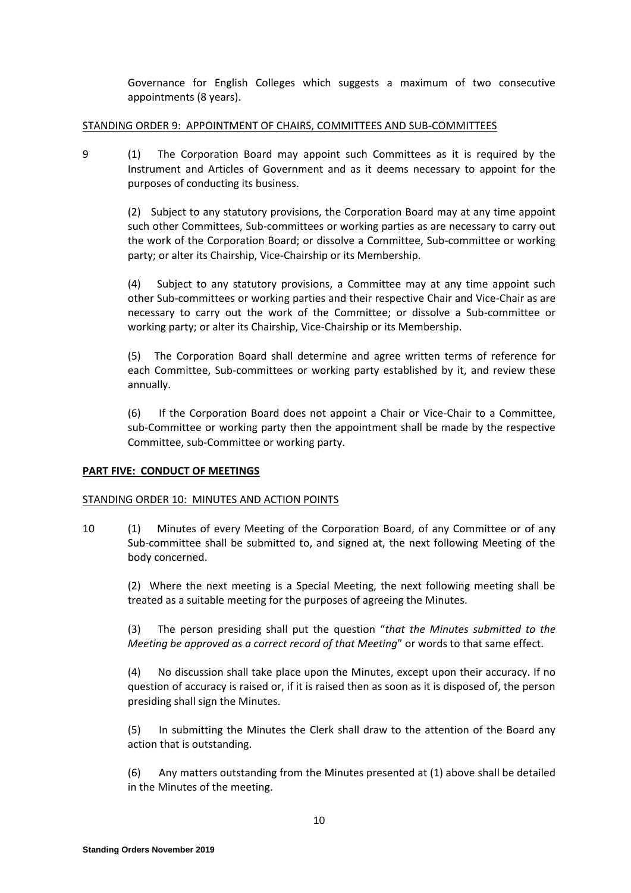Governance for English Colleges which suggests a maximum of two consecutive appointments (8 years).

STANDING ORDER 9: APPOINTMENT OF CHAIRS, COMMITTEES AND SUB-COMMITTEES

9 (1) The Corporation Board may appoint such Committees as it is required by the Instrument and Articles of Government and as it deems necessary to appoint for the purposes of conducting its business.

(2) Subject to any statutory provisions, the Corporation Board may at any time appoint such other Committees, Sub-committees or working parties as are necessary to carry out the work of the Corporation Board; or dissolve a Committee, Sub-committee or working party; or alter its Chairship, Vice-Chairship or its Membership.

(4) Subject to any statutory provisions, a Committee may at any time appoint such other Sub-committees or working parties and their respective Chair and Vice-Chair as are necessary to carry out the work of the Committee; or dissolve a Sub-committee or working party; or alter its Chairship, Vice-Chairship or its Membership.

(5) The Corporation Board shall determine and agree written terms of reference for each Committee, Sub-committees or working party established by it, and review these annually.

(6) If the Corporation Board does not appoint a Chair or Vice-Chair to a Committee, sub-Committee or working party then the appointment shall be made by the respective Committee, sub-Committee or working party.

## PART FIVE: CONDUCT OF MEETINGS

STANDING ORDER 10: MINUTES AND ACTION POINTS

10 (1) Minutes of every Meeting of the Corporation Board, of any Committee or of any Sub-committee shall be submitted to, and signed at, the next following Meeting of the body concerned.

(2) Where the next meeting is a Special Meeting, the next following meeting shall be treated as a suitable meeting for the purposes of agreeing the Minutes.

(3) The person presiding shall put the question "*that the Minutes submitted to the Meeting be approved as a correct record of that Meeting*" or words to that same effect.

(4) No discussion shall take place upon the Minutes, except upon their accuracy. If no question of accuracy is raised or, if it is raised then as soon as it is disposed of, the person presiding shall sign the Minutes.

(5) In submitting the Minutes the Clerk shall draw to the attention of the Board any action that is outstanding.

(6) Any matters outstanding from the Minutes presented at (1) above shall be detailed in the Minutes of the meeting.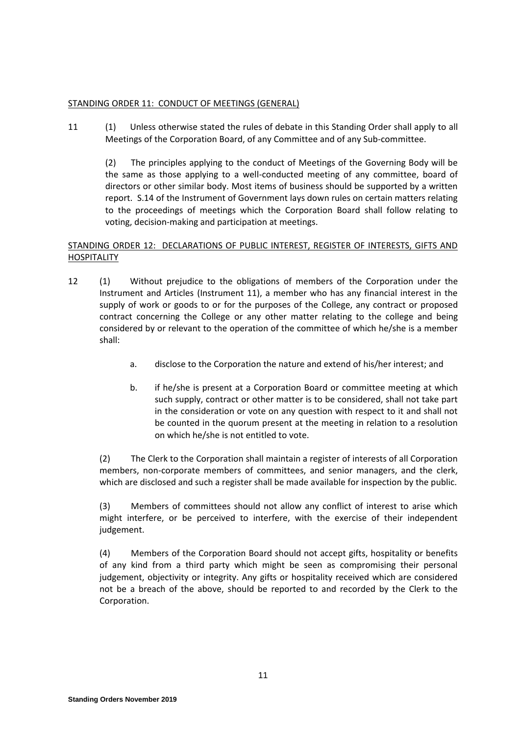STANDING ORDER 11: CONDUCT OF MEETINGS (GENERAL)

11 (1) Unless otherwise stated the rules of debate in this Standing Order shall apply to all Meetings of the Corporation Board, of any Committee and of any Sub-committee.

(2) The principles applying to the conduct of Meetings of the Governing Body will be the same as those applying to a well-conducted meeting of any committee, board of directors or other similar body. Most items of business should be supported by a written report. S.14 of the Instrument of Government lays down rules on certain matters relating to the proceedings of meetings which the Corporation Board shall follow relating to voting, decision-making and participation at meetings.

STANDING ORDER 12: DECLARATIONS OF PUBLIC INTEREST, REGISTER OF INTERESTS, GIFTS AND HOSPITALITY

12 (1) Without prejudice to the obligations of members of the Corporation under the Instrument and Articles (Instrument 11), a member who has any financial interest in the supply of work or goods to or for the purposes of the College, any contract or proposed contract concerning the College or any other matter relating to the college and being considered by or relevant to the operation of the committee of which he/she is a member shall:

a. disclose to the Corporation the nature and extend of his/her interest; and

b. if he/she is present at a Corporation Board or committee meeting at which such supply, contract or other matter is to be considered, shall not take part in the consideration or vote on any question with respect to it and shall not be counted in the quorum present at the meeting in relation to a resolution on which he/she is not entitled to vote.

(2) The Clerk to the Corporation shall maintain a register of interests of all Corporation members, non-corporate members of committees, and senior managers, and the clerk, which are disclosed and such a register shall be made available for inspection by the public.

(3) Members of committees should not allow any conflict of interest to arise which might interfere, or be perceived to interfere, with the exercise of their independent judgement.

(4) Members of the Corporation Board should not accept gifts, hospitality or benefits of any kind from a third party which might be seen as compromising their personal judgement, objectivity or integrity. Any gifts or hospitality received which are considered not be a breach of the above, should be reported to and recorded by the Clerk to the Corporation.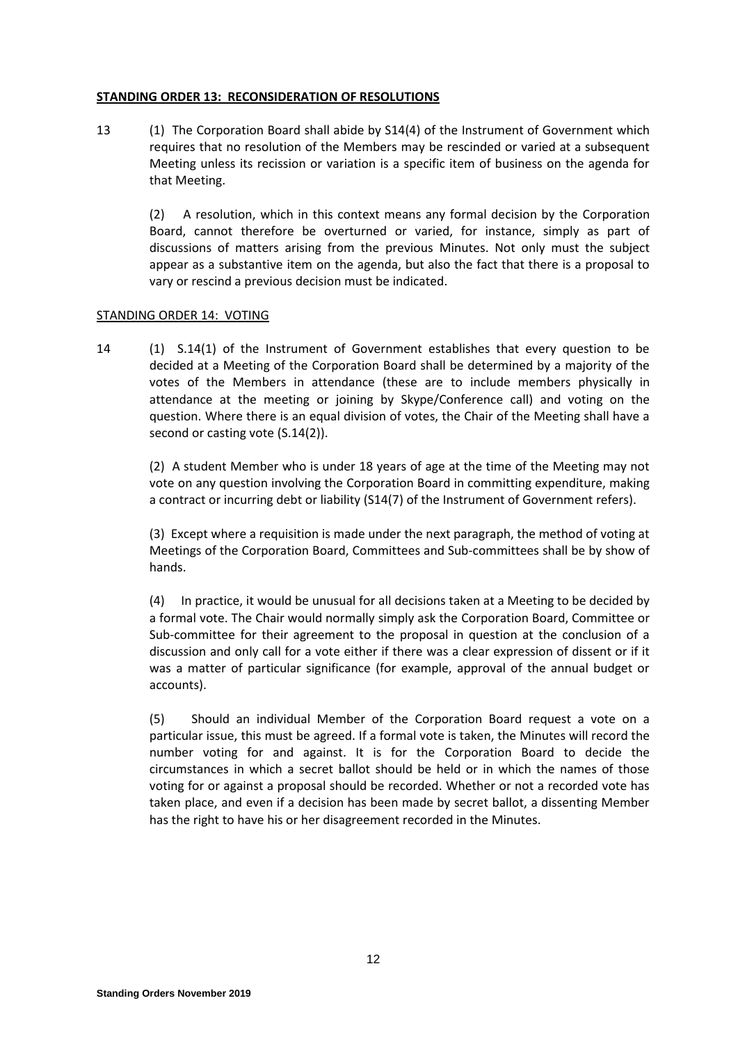## **STANDING ORDER 13: RECONSIDERATION OF RESOLUTIONS**

13 (1) The Corporation Board shall abide by S14(4) of the Instrument of Government which requires that no resolution of the Members may be rescinded or varied at a subsequent Meeting unless its recission or variation is a specific item of business on the agenda for that Meeting.

(2) A resolution, which in this context means any formal decision by the Corporation Board, cannot therefore be overturned or varied, for instance, simply as part of discussions of matters arising from the previous Minutes. Not only must the subject appear as a substantive item on the agenda, but also the fact that there is a proposal to vary or rescind a previous decision must be indicated.

## STANDING ORDER 14: VOTING

14 (1) S.14(1) of the Instrument of Government establishes that every question to be decided at a Meeting of the Corporation Board shall be determined by a majority of the votes of the Members in attendance (these are to include members physically in attendance at the meeting or joining by Skype/Conference call) and voting on the question. Where there is an equal division of votes, the Chair of the Meeting shall have a second or casting vote (S.14(2)).

(2) A student Member who is under 18 years of age at the time of the Meeting may not vote on any question involving the Corporation Board in committing expenditure, making a contract or incurring debt or liability (S14(7) of the Instrument of Government refers).

(3) Except where a requisition is made under the next paragraph, the method of voting at Meetings of the Corporation Board, Committees and Sub-committees shall be by show of hands.

(4) In practice, it would be unusual for all decisions taken at a Meeting to be decided by a formal vote. The Chair would normally simply ask the Corporation Board, Committee or Sub-committee for their agreement to the proposal in question at the conclusion of a discussion and only call for a vote either if there was a clear expression of dissent or if it was a matter of particular significance (for example, approval of the annual budget or accounts).

(5) Should an individual Member of the Corporation Board request a vote on a particular issue, this must be agreed. If a formal vote is taken, the Minutes will record the number voting for and against. It is for the Corporation Board to decide the circumstances in which a secret ballot should be held or in which the names of those voting for or against a proposal should be recorded. Whether or not a recorded vote has taken place, and even if a decision has been made by secret ballot, a dissenting Member has the right to have his or her disagreement recorded in the Minutes.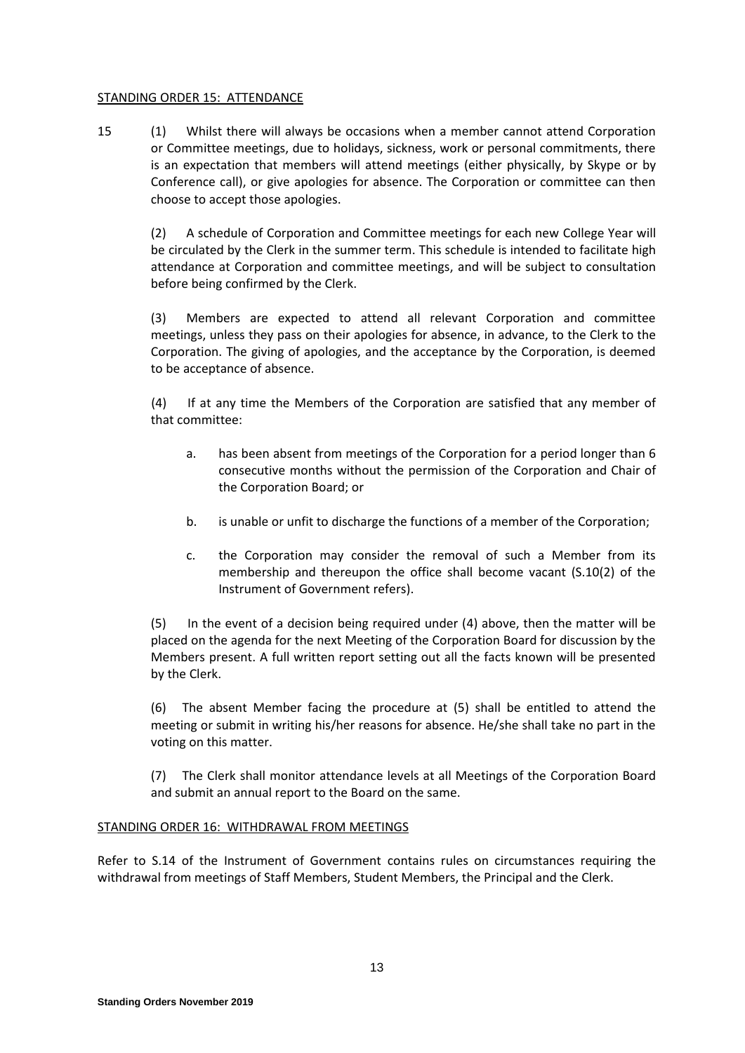STANDING ORDER 15: ATTENDANCE

15 (1) Whilst there will always be occasions when a member cannot attend Corporation or Committee meetings, due to holidays, sickness, work or personal commitments, there is an expectation that members will attend meetings (either physically, by Skype or by Conference call), or give apologies for absence. The Corporation or committee can then choose to accept those apologies.

(2) A schedule of Corporation and Committee meetings for each new College Year will be circulated by the Clerk in the summer term. This schedule is intended to facilitate high attendance at Corporation and committee meetings, and will be subject to consultation before being confirmed by the Clerk.

(3) Members are expected to attend all relevant Corporation and committee meetings, unless they pass on their apologies for absence, in advance, to the Clerk to the Corporation. The giving of apologies, and the acceptance by the Corporation, is deemed to be acceptance of absence.

(4) If at any time the Members of the Corporation are satisfied that any member of that committee:

a. has been absent from meetings of the Corporation for a period longer than 6 consecutive months without the permission of the Corporation and Chair of the Corporation Board; or

b. is unable or unfit to discharge the functions of a member of the Corporation;

c. the Corporation may consider the removal of such a Member from its membership and thereupon the office shall become vacant (S.10(2) of the Instrument of Government refers).

(5) In the event of a decision being required under (4) above, then the matter will be placed on the agenda for the next Meeting of the Corporation Board for discussion by the Members present. A full written report setting out all the facts known will be presented by the Clerk.

(6) The absent Member facing the procedure at (5) shall be entitled to attend the meeting or submit in writing his/her reasons for absence. He/she shall take no part in the voting on this matter.

(7) The Clerk shall monitor attendance levels at all Meetings of the Corporation Board and submit an annual report to the Board on the same.

STANDING ORDER 16: WITHDRAWAL FROM MEETINGS

Refer to S.14 of the Instrument of Government contains rules on circumstances requiring the withdrawal from meetings of Staff Members, Student Members, the Principal and the Clerk.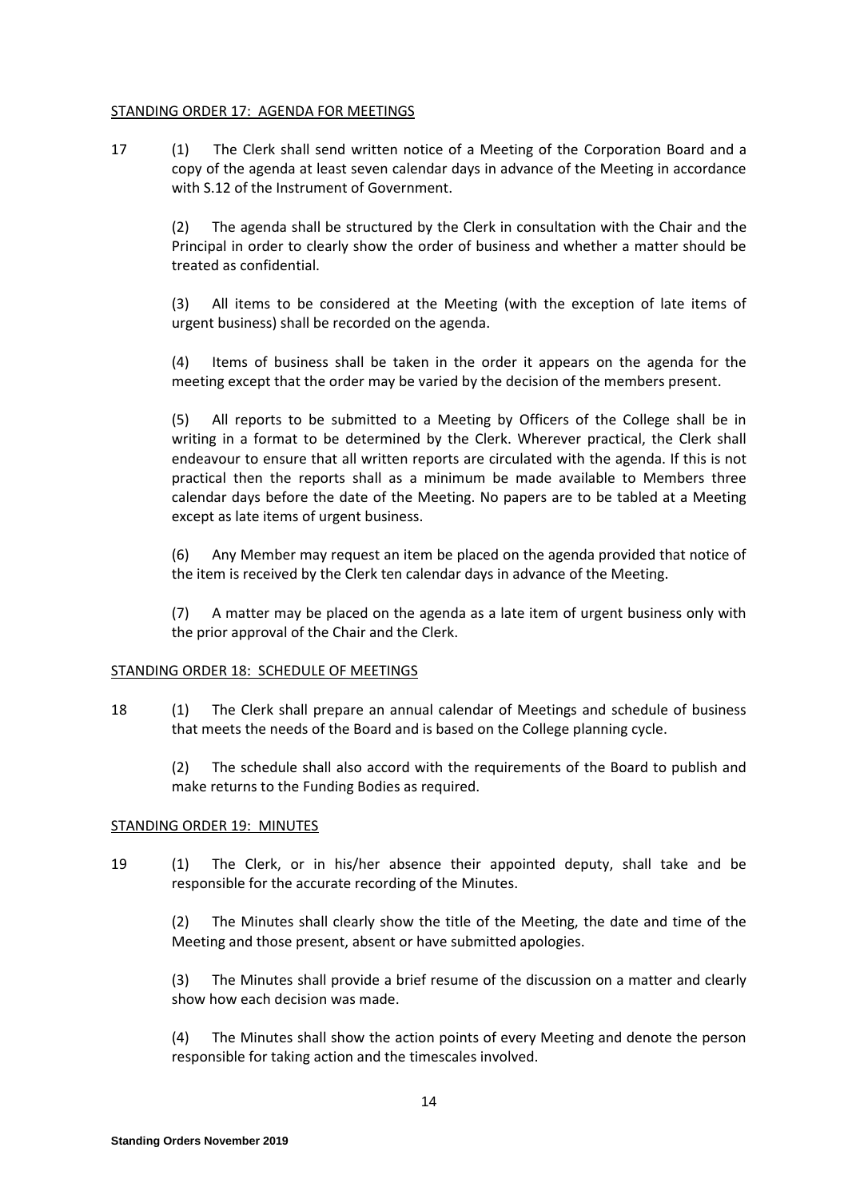STANDING ORDER 17: AGENDA FOR MEETINGS

17 (1) The Clerk shall send written notice of a Meeting of the Corporation Board and a copy of the agenda at least seven calendar days in advance of the Meeting in accordance with S.12 of the Instrument of Government.

(2) The agenda shall be structured by the Clerk in consultation with the Chair and the Principal in order to clearly show the order of business and whether a matter should be treated as confidential.

(3) All items to be considered at the Meeting (with the exception of late items of urgent business) shall be recorded on the agenda.

(4) Items of business shall be taken in the order it appears on the agenda for the meeting except that the order may be varied by the decision of the members present.

(5) All reports to be submitted to a Meeting by Officers of the College shall be in writing in a format to be determined by the Clerk. Wherever practical, the Clerk shall endeavour to ensure that all written reports are circulated with the agenda. If this is not practical then the reports shall as a minimum be made available to Members three calendar days before the date of the Meeting. No papers are to be tabled at a Meeting except as late items of urgent business.

(6) Any Member may request an item be placed on the agenda provided that notice of the item is received by the Clerk ten calendar days in advance of the Meeting.

(7) A matter may be placed on the agenda as a late item of urgent business only with the prior approval of the Chair and the Clerk.

STANDING ORDER 18: SCHEDULE OF MEETINGS

18 (1) The Clerk shall prepare an annual calendar of Meetings and schedule of business that meets the needs of the Board and is based on the College planning cycle.

(2) The schedule shall also accord with the requirements of the Board to publish and make returns to the Funding Bodies as required.

STANDING ORDER 19: MINUTES

19 (1) The Clerk, or in his/her absence their appointed deputy, shall take and be responsible for the accurate recording of the Minutes.

(2) The Minutes shall clearly show the title of the Meeting, the date and time of the Meeting and those present, absent or have submitted apologies.

(3) The Minutes shall provide a brief resume of the discussion on a matter and clearly show how each decision was made.

(4) The Minutes shall show the action points of every Meeting and denote the person responsible for taking action and the timescales involved.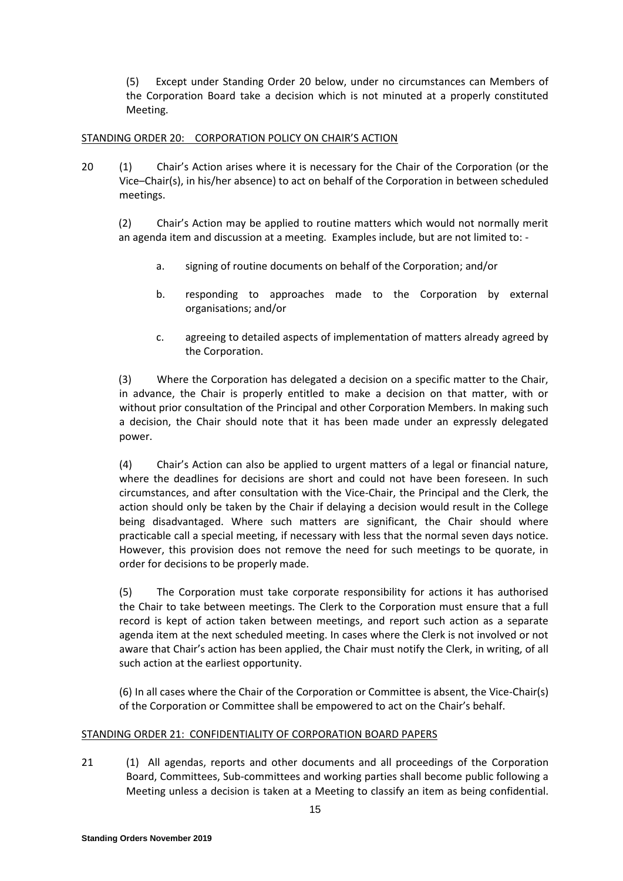(5) Except under Standing Order 20 below, under no circumstances can Members of the Corporation Board take a decision which is not minuted at a properly constituted Meeting.

## STANDING ORDER 20: CORPORATION POLICY ON CHAIR'S ACTION

20 (1) Chair's Action arises where it is necessary for the Chair of the Corporation (or the Vice–Chair(s), in his/her absence) to act on behalf of the Corporation in between scheduled meetings.

(2) Chair's Action may be applied to routine matters which would not normally merit an agenda item and discussion at a meeting. Examples include, but are not limited to: -

a. signing of routine documents on behalf of the Corporation; and/or

b. responding to approaches made to the Corporation by external organisations; and/or

c. agreeing to detailed aspects of implementation of matters already agreed by the Corporation.

(3) Where the Corporation has delegated a decision on a specific matter to the Chair, in advance, the Chair is properly entitled to make a decision on that matter, with or without prior consultation of the Principal and other Corporation Members. In making such a decision, the Chair should note that it has been made under an expressly delegated power.

(4) Chair's Action can also be applied to urgent matters of a legal or financial nature, where the deadlines for decisions are short and could not have been foreseen. In such circumstances, and after consultation with the Vice-Chair, the Principal and the Clerk, the action should only be taken by the Chair if delaying a decision would result in the College being disadvantaged. Where such matters are significant, the Chair should where practicable call a special meeting, if necessary with less that the normal seven days notice. However, this provision does not remove the need for such meetings to be quorate, in order for decisions to be properly made.

(5) The Corporation must take corporate responsibility for actions it has authorised the Chair to take between meetings. The Clerk to the Corporation must ensure that a full record is kept of action taken between meetings, and report such action as a separate agenda item at the next scheduled meeting. In cases where the Clerk is not involved or not aware that Chair's action has been applied, the Chair must notify the Clerk, in writing, of all such action at the earliest opportunity.

(6) In all cases where the Chair of the Corporation or Committee is absent, the Vice-Chair(s) of the Corporation or Committee shall be empowered to act on the Chair's behalf.

## STANDING ORDER 21: CONFIDENTIALITY OF CORPORATION BOARD PAPERS

21 (1) All agendas, reports and other documents and all proceedings of the Corporation Board, Committees, Sub-committees and working parties shall become public following a Meeting unless a decision is taken at a Meeting to classify an item as being confidential.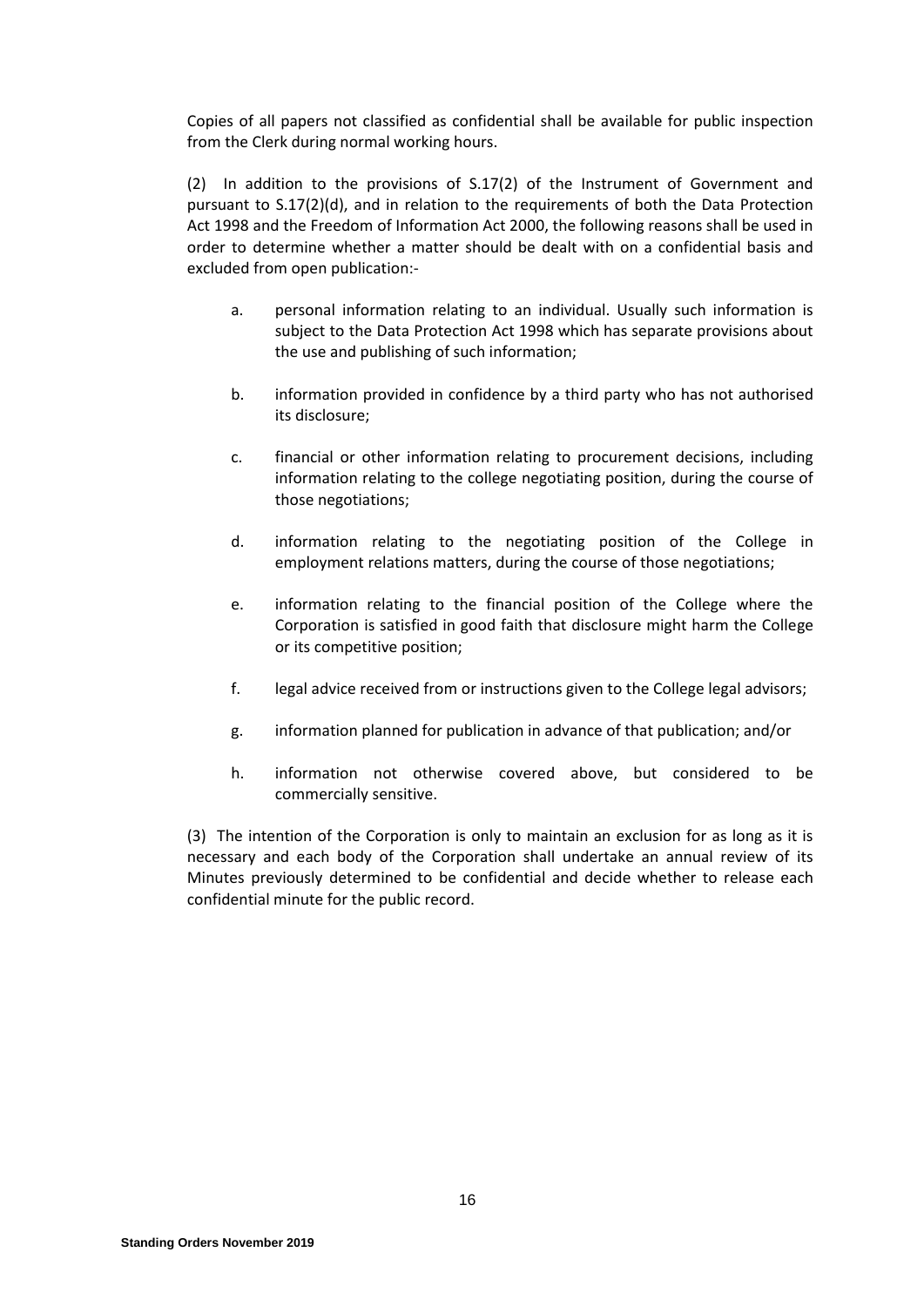Copies of all papers not classified as confidential shall be available for public inspection from the Clerk during normal working hours.

(2) In addition to the provisions of S.17(2) of the Instrument of Government and pursuant to S.17(2)(d), and in relation to the requirements of both the Data Protection Act 1998 and the Freedom of Information Act 2000, the following reasons shall be used in order to determine whether a matter should be dealt with on a confidential basis and excluded from open publication:-

a. personal information relating to an individual. Usually such information is subject to the Data Protection Act 1998 which has separate provisions about the use and publishing of such information;

b. information provided in confidence by a third party who has not authorised its disclosure;

c. financial or other information relating to procurement decisions, including information relating to the college negotiating position, during the course of those negotiations;

d. information relating to the negotiating position of the College in employment relations matters, during the course of those negotiations;

e. information relating to the financial position of the College where the Corporation is satisfied in good faith that disclosure might harm the College or its competitive position;

f. legal advice received from or instructions given to the College legal advisors;

g. information planned for publication in advance of that publication; and/or

h. information not otherwise covered above, but considered to be commercially sensitive.

(3) The intention of the Corporation is only to maintain an exclusion for as long as it is necessary and each body of the Corporation shall undertake an annual review of its Minutes previously determined to be confidential and decide whether to release each confidential minute for the public record.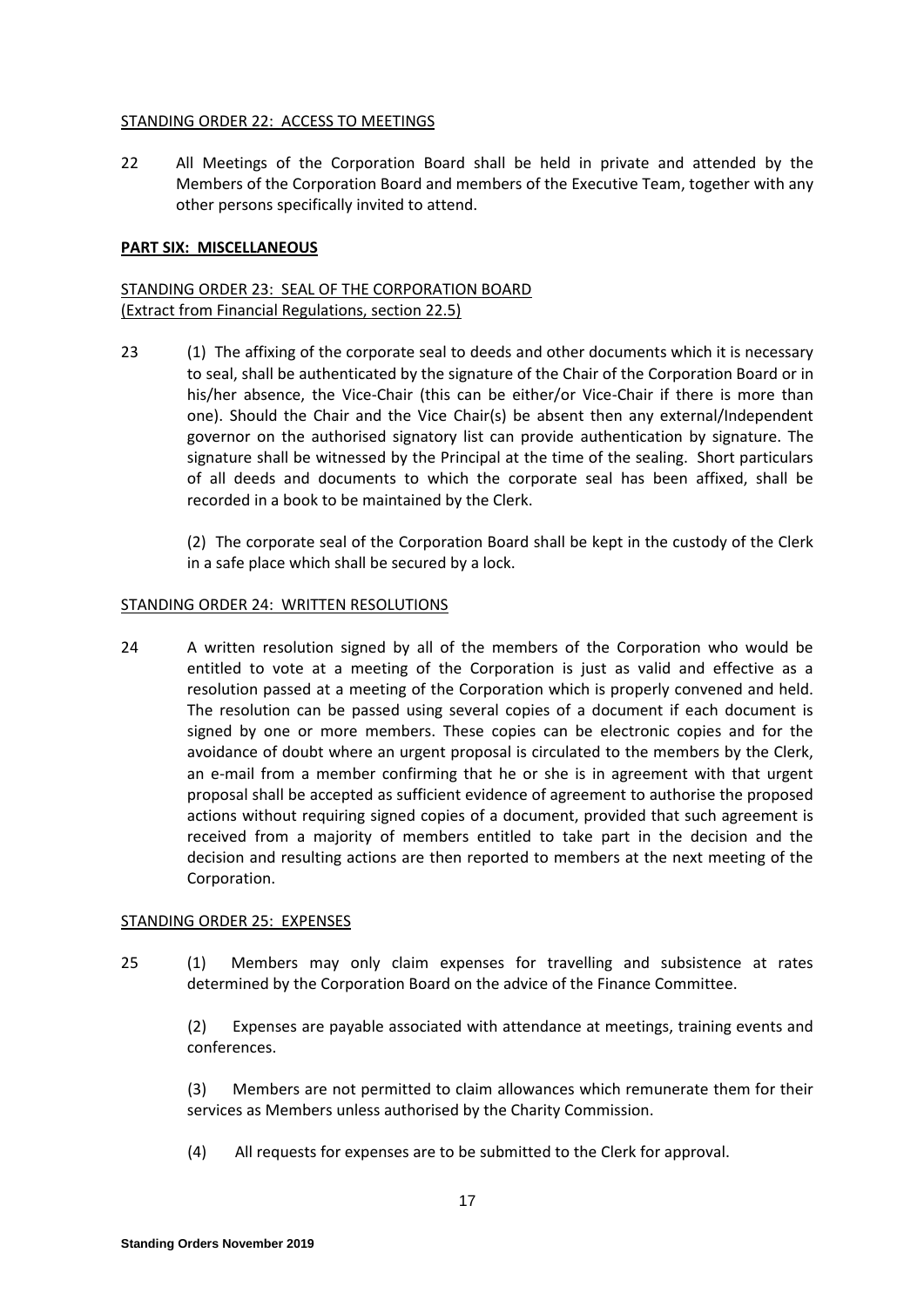STANDING ORDER 22: ACCESS TO MEETINGS

22 All Meetings of the Corporation Board shall be held in private and attended by the Members of the Corporation Board and members of the Executive Team, together with any other persons specifically invited to attend.

**PART SIX: MISCELLANEOUS**

STANDING ORDER 23: SEAL OF THE CORPORATION BOARD
(Extract from Financial Regulations, section 22.5)

23 (1) The affixing of the corporate seal to deeds and other documents which it is necessary to seal, shall be authenticated by the signature of the Chair of the Corporation Board or in his/her absence, the Vice-Chair (this can be either/or Vice-Chair if there is more than one). Should the Chair and the Vice Chair(s) be absent then any external/Independent governor on the authorised signatory list can provide authentication by signature. The signature shall be witnessed by the Principal at the time of the sealing. Short particulars of all deeds and documents to which the corporate seal has been affixed, shall be recorded in a book to be maintained by the Clerk.

(2) The corporate seal of the Corporation Board shall be kept in the custody of the Clerk in a safe place which shall be secured by a lock.

STANDING ORDER 24: WRITTEN RESOLUTIONS

24 A written resolution signed by all of the members of the Corporation who would be entitled to vote at a meeting of the Corporation is just as valid and effective as a resolution passed at a meeting of the Corporation which is properly convened and held. The resolution can be passed using several copies of a document if each document is signed by one or more members. These copies can be electronic copies and for the avoidance of doubt where an urgent proposal is circulated to the members by the Clerk, an e-mail from a member confirming that he or she is in agreement with that urgent proposal shall be accepted as sufficient evidence of agreement to authorise the proposed actions without requiring signed copies of a document, provided that such agreement is received from a majority of members entitled to take part in the decision and the decision and resulting actions are then reported to members at the next meeting of the Corporation.

STANDING ORDER 25: EXPENSES

25 (1) Members may only claim expenses for travelling and subsistence at rates determined by the Corporation Board on the advice of the Finance Committee.

(2) Expenses are payable associated with attendance at meetings, training events and conferences.

(3) Members are not permitted to claim allowances which remunerate them for their services as Members unless authorised by the Charity Commission.

(4) All requests for expenses are to be submitted to the Clerk for approval.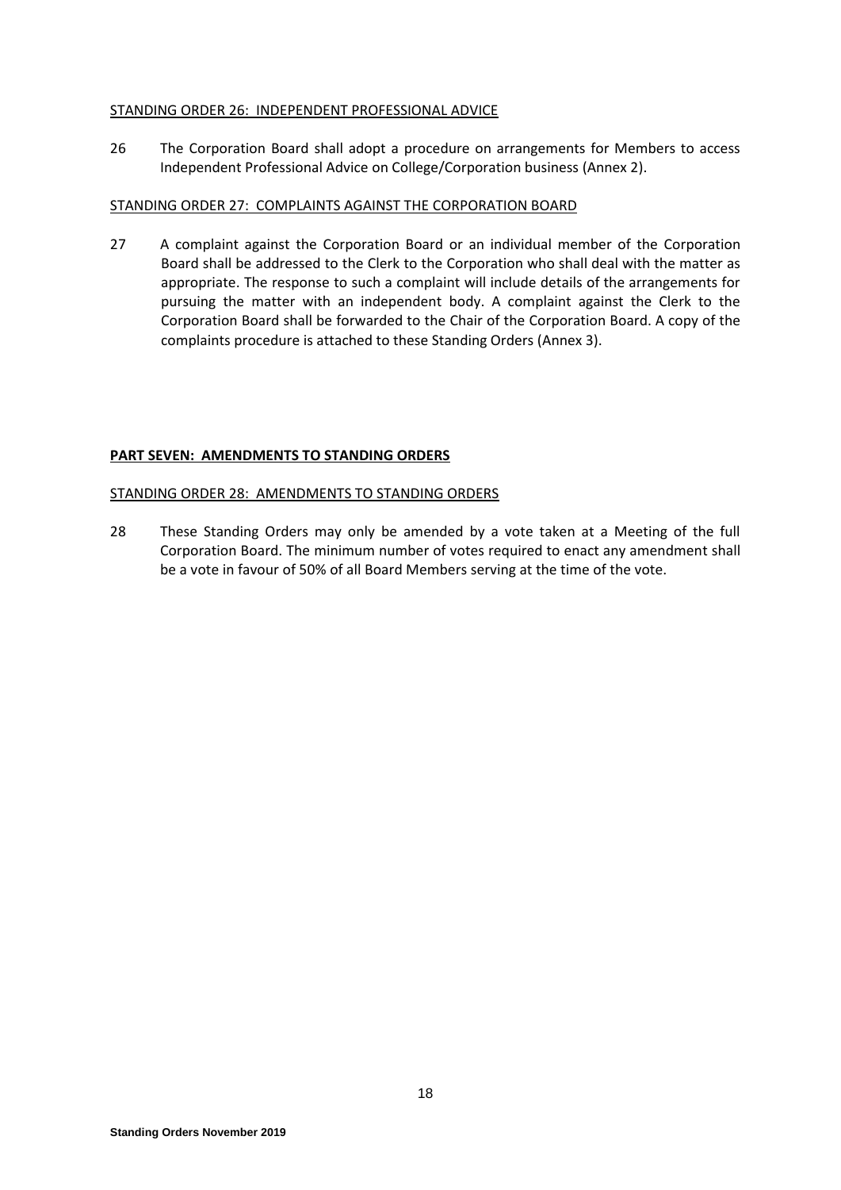STANDING ORDER 26: INDEPENDENT PROFESSIONAL ADVICE

26 The Corporation Board shall adopt a procedure on arrangements for Members to access Independent Professional Advice on College/Corporation business (Annex 2).

STANDING ORDER 27: COMPLAINTS AGAINST THE CORPORATION BOARD

27 A complaint against the Corporation Board or an individual member of the Corporation Board shall be addressed to the Clerk to the Corporation who shall deal with the matter as appropriate. The response to such a complaint will include details of the arrangements for pursuing the matter with an independent body. A complaint against the Clerk to the Corporation Board shall be forwarded to the Chair of the Corporation Board. A copy of the complaints procedure is attached to these Standing Orders (Annex 3).

## PART SEVEN: AMENDMENTS TO STANDING ORDERS

STANDING ORDER 28: AMENDMENTS TO STANDING ORDERS

28 These Standing Orders may only be amended by a vote taken at a Meeting of the full Corporation Board. The minimum number of votes required to enact any amendment shall be a vote in favour of 50% of all Board Members serving at the time of the vote.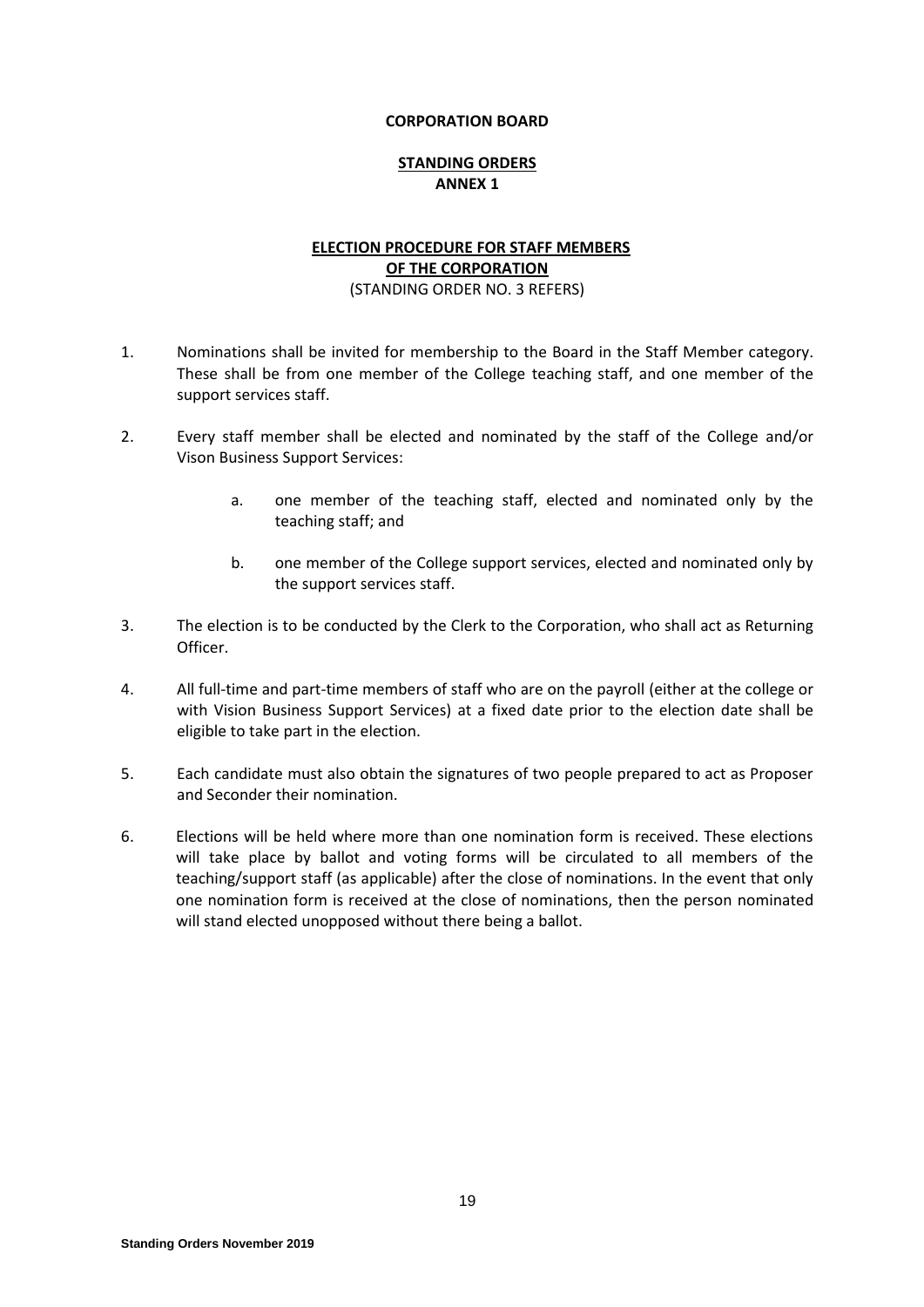**CORPORATION BOARD**

**STANDING ORDERS**
**ANNEX 1**

**ELECTION PROCEDURE FOR STAFF MEMBERS OF THE CORPORATION**
(STANDING ORDER NO. 3 REFERS)

1. Nominations shall be invited for membership to the Board in the Staff Member category. These shall be from one member of the College teaching staff, and one member of the support services staff.

2. Every staff member shall be elected and nominated by the staff of the College and/or Vison Business Support Services:

   a. one member of the teaching staff, elected and nominated only by the teaching staff; and

   b. one member of the College support services, elected and nominated only by the support services staff.

3. The election is to be conducted by the Clerk to the Corporation, who shall act as Returning Officer.

4. All full-time and part-time members of staff who are on the payroll (either at the college or with Vision Business Support Services) at a fixed date prior to the election date shall be eligible to take part in the election.

5. Each candidate must also obtain the signatures of two people prepared to act as Proposer and Seconder their nomination.

6. Elections will be held where more than one nomination form is received. These elections will take place by ballot and voting forms will be circulated to all members of the teaching/support staff (as applicable) after the close of nominations. In the event that only one nomination form is received at the close of nominations, then the person nominated will stand elected unopposed without there being a ballot.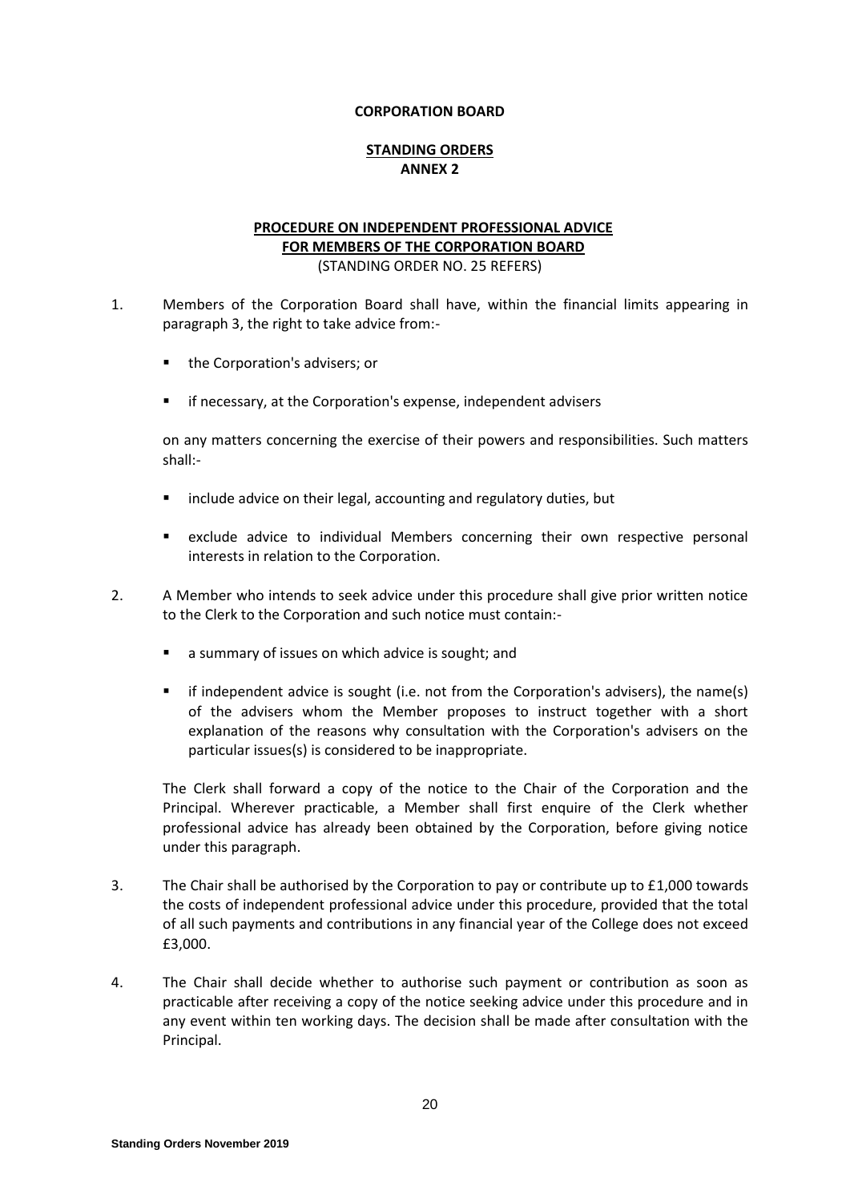**CORPORATION BOARD**

**STANDING ORDERS**
**ANNEX 2**

**PROCEDURE ON INDEPENDENT PROFESSIONAL ADVICE FOR MEMBERS OF THE CORPORATION BOARD**
(STANDING ORDER NO. 25 REFERS)

1. Members of the Corporation Board shall have, within the financial limits appearing in paragraph 3, the right to take advice from:-

   - the Corporation's advisers; or
   - if necessary, at the Corporation's expense, independent advisers

   on any matters concerning the exercise of their powers and responsibilities. Such matters shall:-

   - include advice on their legal, accounting and regulatory duties, but
   - exclude advice to individual Members concerning their own respective personal interests in relation to the Corporation.

2. A Member who intends to seek advice under this procedure shall give prior written notice to the Clerk to the Corporation and such notice must contain:-

   - a summary of issues on which advice is sought; and
   - if independent advice is sought (i.e. not from the Corporation's advisers), the name(s) of the advisers whom the Member proposes to instruct together with a short explanation of the reasons why consultation with the Corporation's advisers on the particular issues(s) is considered to be inappropriate.

   The Clerk shall forward a copy of the notice to the Chair of the Corporation and the Principal. Wherever practicable, a Member shall first enquire of the Clerk whether professional advice has already been obtained by the Corporation, before giving notice under this paragraph.

3. The Chair shall be authorised by the Corporation to pay or contribute up to £1,000 towards the costs of independent professional advice under this procedure, provided that the total of all such payments and contributions in any financial year of the College does not exceed £3,000.

4. The Chair shall decide whether to authorise such payment or contribution as soon as practicable after receiving a copy of the notice seeking advice under this procedure and in any event within ten working days. The decision shall be made after consultation with the Principal.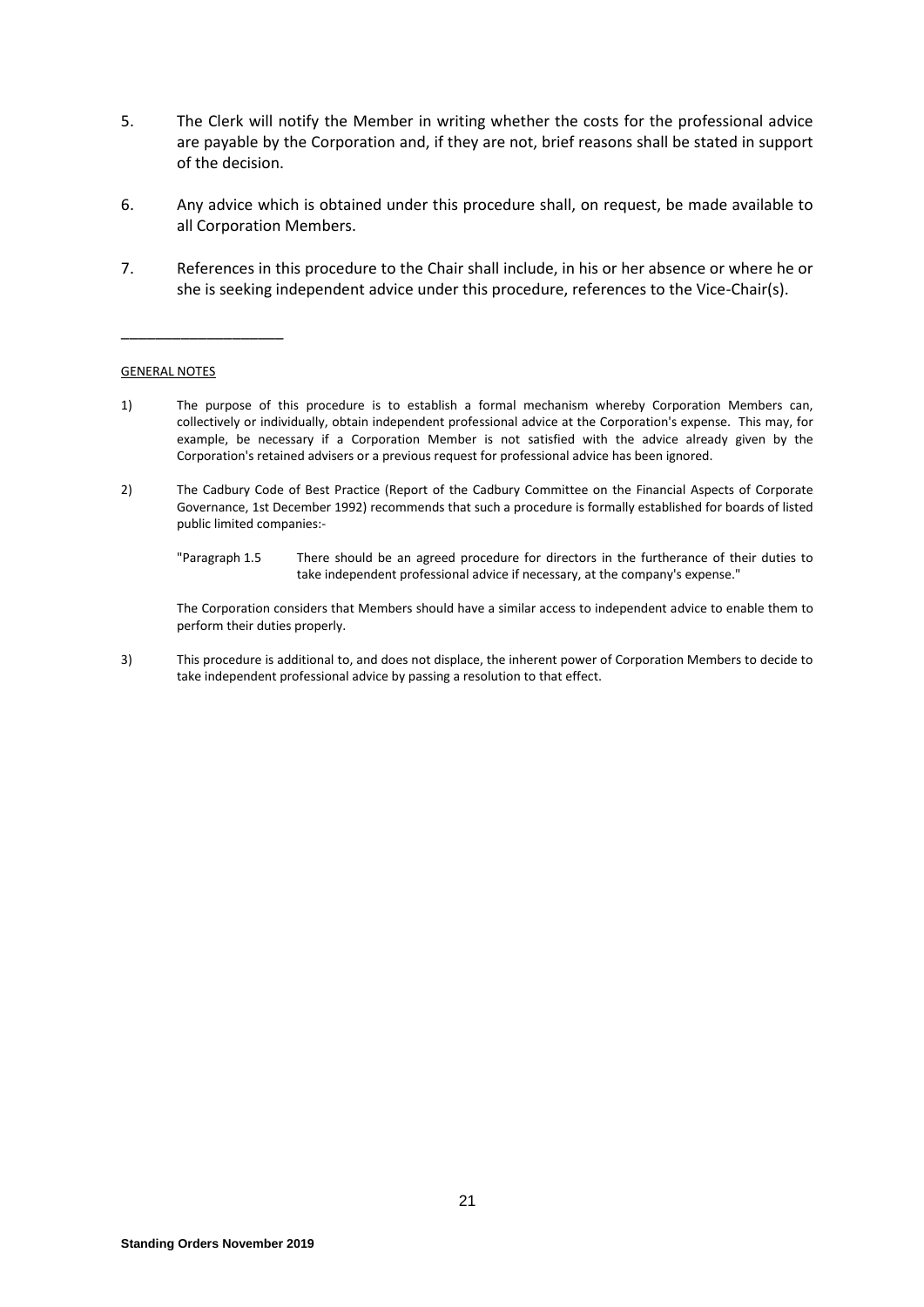5. The Clerk will notify the Member in writing whether the costs for the professional advice are payable by the Corporation and, if they are not, brief reasons shall be stated in support of the decision.

6. Any advice which is obtained under this procedure shall, on request, be made available to all Corporation Members.

7. References in this procedure to the Chair shall include, in his or her absence or where he or she is seeking independent advice under this procedure, references to the Vice-Chair(s).

_____________________

GENERAL NOTES

1) The purpose of this procedure is to establish a formal mechanism whereby Corporation Members can, collectively or individually, obtain independent professional advice at the Corporation's expense. This may, for example, be necessary if a Corporation Member is not satisfied with the advice already given by the Corporation's retained advisers or a previous request for professional advice has been ignored.

2) The Cadbury Code of Best Practice (Report of the Cadbury Committee on the Financial Aspects of Corporate Governance, 1st December 1992) recommends that such a procedure is formally established for boards of listed public limited companies:-

   "Paragraph 1.5 There should be an agreed procedure for directors in the furtherance of their duties to take independent professional advice if necessary, at the company's expense."

   The Corporation considers that Members should have a similar access to independent advice to enable them to perform their duties properly.

3) This procedure is additional to, and does not displace, the inherent power of Corporation Members to decide to take independent professional advice by passing a resolution to that effect.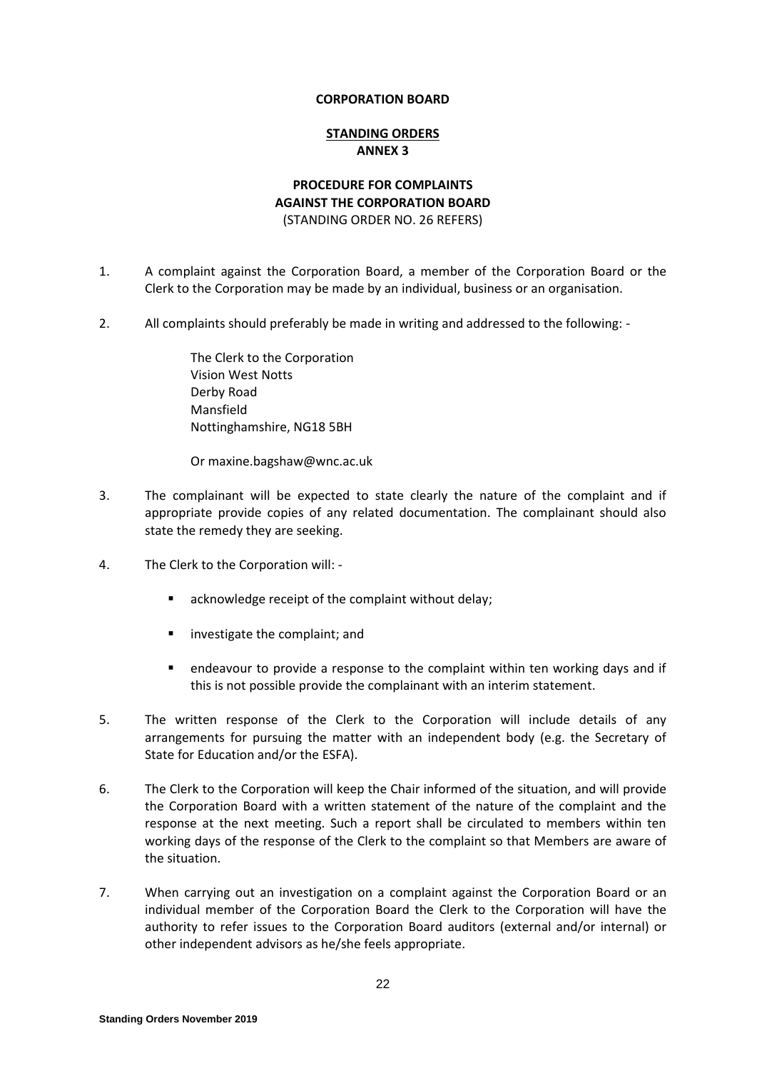**CORPORATION BOARD**

**STANDING ORDERS**
**ANNEX 3**

**PROCEDURE FOR COMPLAINTS AGAINST THE CORPORATION BOARD**
(STANDING ORDER NO. 26 REFERS)

1. A complaint against the Corporation Board, a member of the Corporation Board or the Clerk to the Corporation may be made by an individual, business or an organisation.

2. All complaints should preferably be made in writing and addressed to the following: -

   The Clerk to the Corporation
   Vision West Notts
   Derby Road
   Mansfield
   Nottinghamshire, NG18 5BH

   Or maxine.bagshaw@wnc.ac.uk

3. The complainant will be expected to state clearly the nature of the complaint and if appropriate provide copies of any related documentation. The complainant should also state the remedy they are seeking.

4. The Clerk to the Corporation will: -

   - acknowledge receipt of the complaint without delay;
   - investigate the complaint; and
   - endeavour to provide a response to the complaint within ten working days and if this is not possible provide the complainant with an interim statement.

5. The written response of the Clerk to the Corporation will include details of any arrangements for pursuing the matter with an independent body (e.g. the Secretary of State for Education and/or the ESFA).

6. The Clerk to the Corporation will keep the Chair informed of the situation, and will provide the Corporation Board with a written statement of the nature of the complaint and the response at the next meeting. Such a report shall be circulated to members within ten working days of the response of the Clerk to the complaint so that Members are aware of the situation.

7. When carrying out an investigation on a complaint against the Corporation Board or an individual member of the Corporation Board the Clerk to the Corporation will have the authority to refer issues to the Corporation Board auditors (external and/or internal) or other independent advisors as he/she feels appropriate.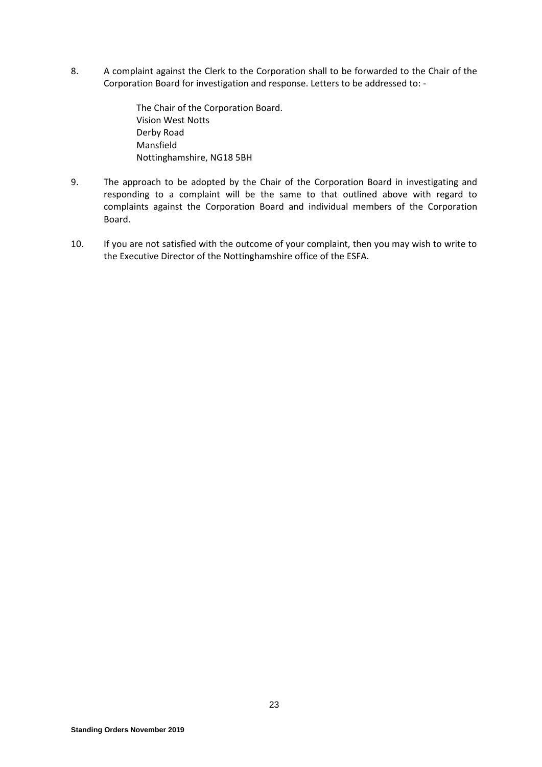8. A complaint against the Clerk to the Corporation shall to be forwarded to the Chair of the Corporation Board for investigation and response. Letters to be addressed to: -

   The Chair of the Corporation Board.
   Vision West Notts
   Derby Road
   Mansfield
   Nottinghamshire, NG18 5BH

9. The approach to be adopted by the Chair of the Corporation Board in investigating and responding to a complaint will be the same to that outlined above with regard to complaints against the Corporation Board and individual members of the Corporation Board.

10. If you are not satisfied with the outcome of your complaint, then you may wish to write to the Executive Director of the Nottinghamshire office of the ESFA.